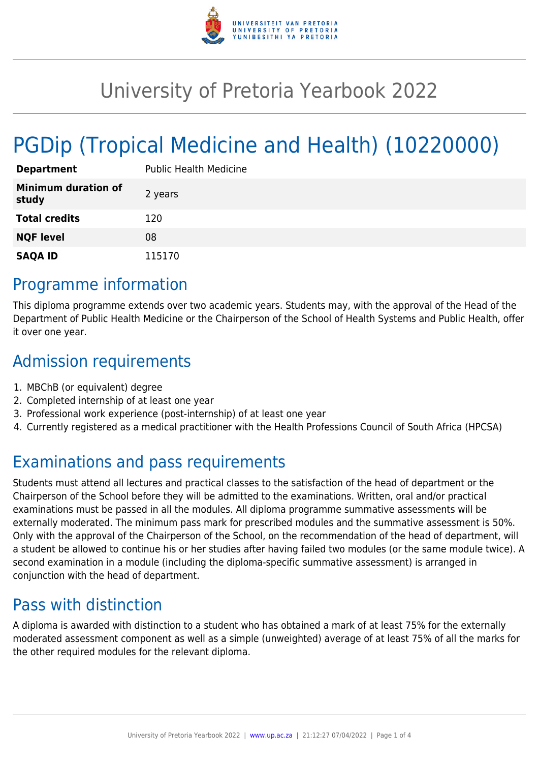# University of Pretoria Yearbook 2022

# PGDip (Tropical Medicine and Health) (10220000)

| | |
|---|---|
| **Department** | Public Health Medicine |
| **Minimum duration of study** | 2 years |
| **Total credits** | 120 |
| **NQF level** | 08 |
| **SAQA ID** | 115170 |

## Programme information

This diploma programme extends over two academic years. Students may, with the approval of the Head of the Department of Public Health Medicine or the Chairperson of the School of Health Systems and Public Health, offer it over one year.

## Admission requirements

1. MBChB (or equivalent) degree
2. Completed internship of at least one year
3. Professional work experience (post-internship) of at least one year
4. Currently registered as a medical practitioner with the Health Professions Council of South Africa (HPCSA)

## Examinations and pass requirements

Students must attend all lectures and practical classes to the satisfaction of the head of department or the Chairperson of the School before they will be admitted to the examinations. Written, oral and/or practical examinations must be passed in all the modules. All diploma programme summative assessments will be externally moderated. The minimum pass mark for prescribed modules and the summative assessment is 50%. Only with the approval of the Chairperson of the School, on the recommendation of the head of department, will a student be allowed to continue his or her studies after having failed two modules (or the same module twice). A second examination in a module (including the diploma-specific summative assessment) is arranged in conjunction with the head of department.

## Pass with distinction

A diploma is awarded with distinction to a student who has obtained a mark of at least 75% for the externally moderated assessment component as well as a simple (unweighted) average of at least 75% of all the marks for the other required modules for the relevant diploma.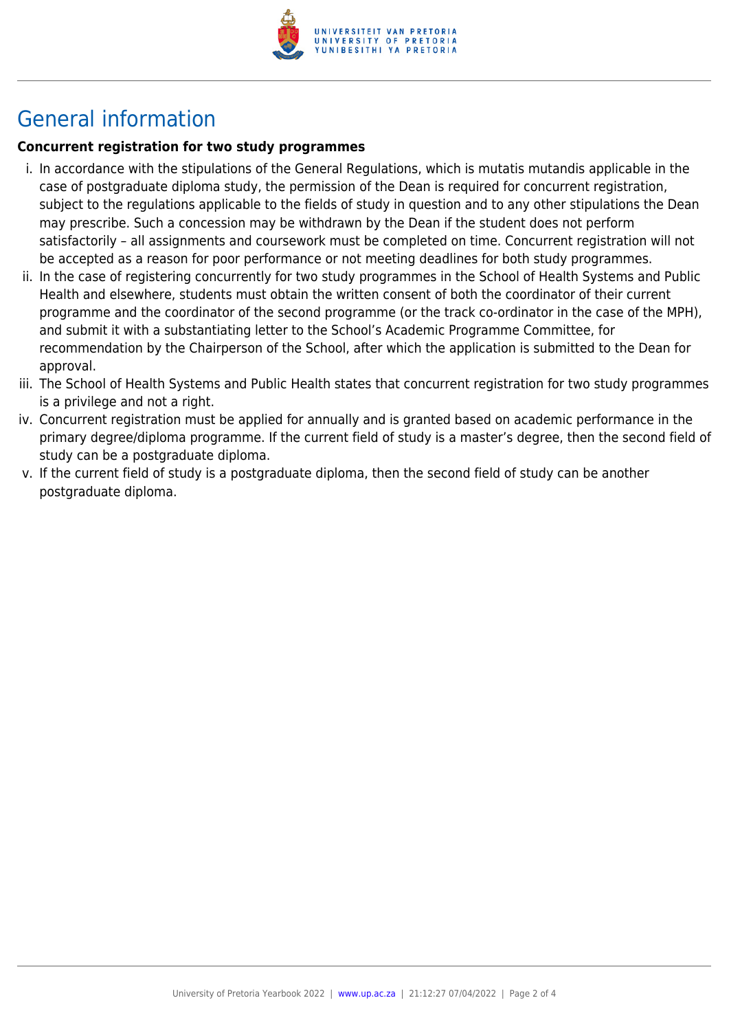# General information

**Concurrent registration for two study programmes**

i. In accordance with the stipulations of the General Regulations, which is mutatis mutandis applicable in the case of postgraduate diploma study, the permission of the Dean is required for concurrent registration, subject to the regulations applicable to the fields of study in question and to any other stipulations the Dean may prescribe. Such a concession may be withdrawn by the Dean if the student does not perform satisfactorily – all assignments and coursework must be completed on time. Concurrent registration will not be accepted as a reason for poor performance or not meeting deadlines for both study programmes.

ii. In the case of registering concurrently for two study programmes in the School of Health Systems and Public Health and elsewhere, students must obtain the written consent of both the coordinator of their current programme and the coordinator of the second programme (or the track co-ordinator in the case of the MPH), and submit it with a substantiating letter to the School's Academic Programme Committee, for recommendation by the Chairperson of the School, after which the application is submitted to the Dean for approval.

iii. The School of Health Systems and Public Health states that concurrent registration for two study programmes is a privilege and not a right.

iv. Concurrent registration must be applied for annually and is granted based on academic performance in the primary degree/diploma programme. If the current field of study is a master's degree, then the second field of study can be a postgraduate diploma.

v. If the current field of study is a postgraduate diploma, then the second field of study can be another postgraduate diploma.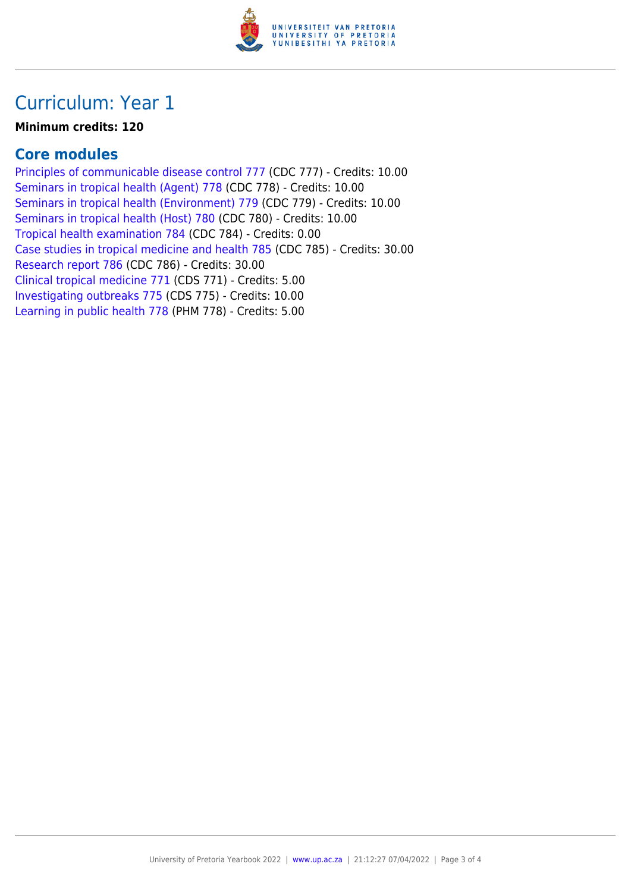# Curriculum: Year 1

**Minimum credits: 120**

## Core modules

Principles of communicable disease control 777 (CDC 777) - Credits: 10.00
Seminars in tropical health (Agent) 778 (CDC 778) - Credits: 10.00
Seminars in tropical health (Environment) 779 (CDC 779) - Credits: 10.00
Seminars in tropical health (Host) 780 (CDC 780) - Credits: 10.00
Tropical health examination 784 (CDC 784) - Credits: 0.00
Case studies in tropical medicine and health 785 (CDC 785) - Credits: 30.00
Research report 786 (CDC 786) - Credits: 30.00
Clinical tropical medicine 771 (CDS 771) - Credits: 5.00
Investigating outbreaks 775 (CDS 775) - Credits: 10.00
Learning in public health 778 (PHM 778) - Credits: 5.00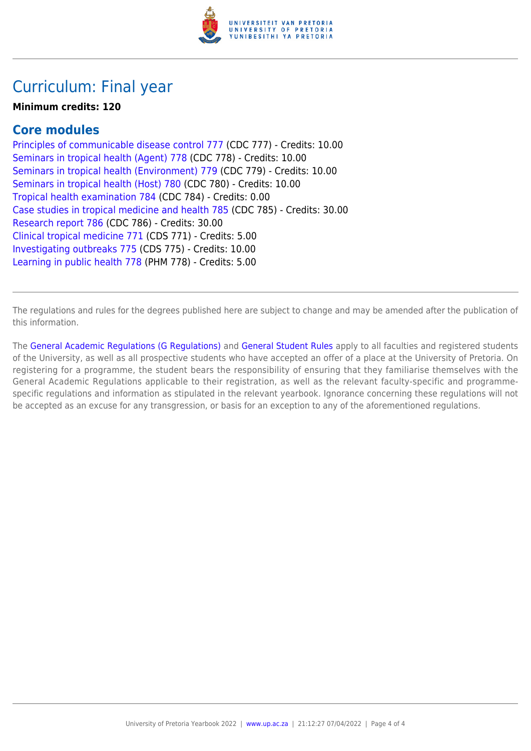## Curriculum: Final year

**Minimum credits: 120**

### Core modules

Principles of communicable disease control 777 (CDC 777) - Credits: 10.00
Seminars in tropical health (Agent) 778 (CDC 778) - Credits: 10.00
Seminars in tropical health (Environment) 779 (CDC 779) - Credits: 10.00
Seminars in tropical health (Host) 780 (CDC 780) - Credits: 10.00
Tropical health examination 784 (CDC 784) - Credits: 0.00
Case studies in tropical medicine and health 785 (CDC 785) - Credits: 30.00
Research report 786 (CDC 786) - Credits: 30.00
Clinical tropical medicine 771 (CDS 771) - Credits: 5.00
Investigating outbreaks 775 (CDS 775) - Credits: 10.00
Learning in public health 778 (PHM 778) - Credits: 5.00

---

The regulations and rules for the degrees published here are subject to change and may be amended after the publication of this information.

The General Academic Regulations (G Regulations) and General Student Rules apply to all faculties and registered students of the University, as well as all prospective students who have accepted an offer of a place at the University of Pretoria. On registering for a programme, the student bears the responsibility of ensuring that they familiarise themselves with the General Academic Regulations applicable to their registration, as well as the relevant faculty-specific and programme-specific regulations and information as stipulated in the relevant yearbook. Ignorance concerning these regulations will not be accepted as an excuse for any transgression, or basis for an exception to any of the aforementioned regulations.